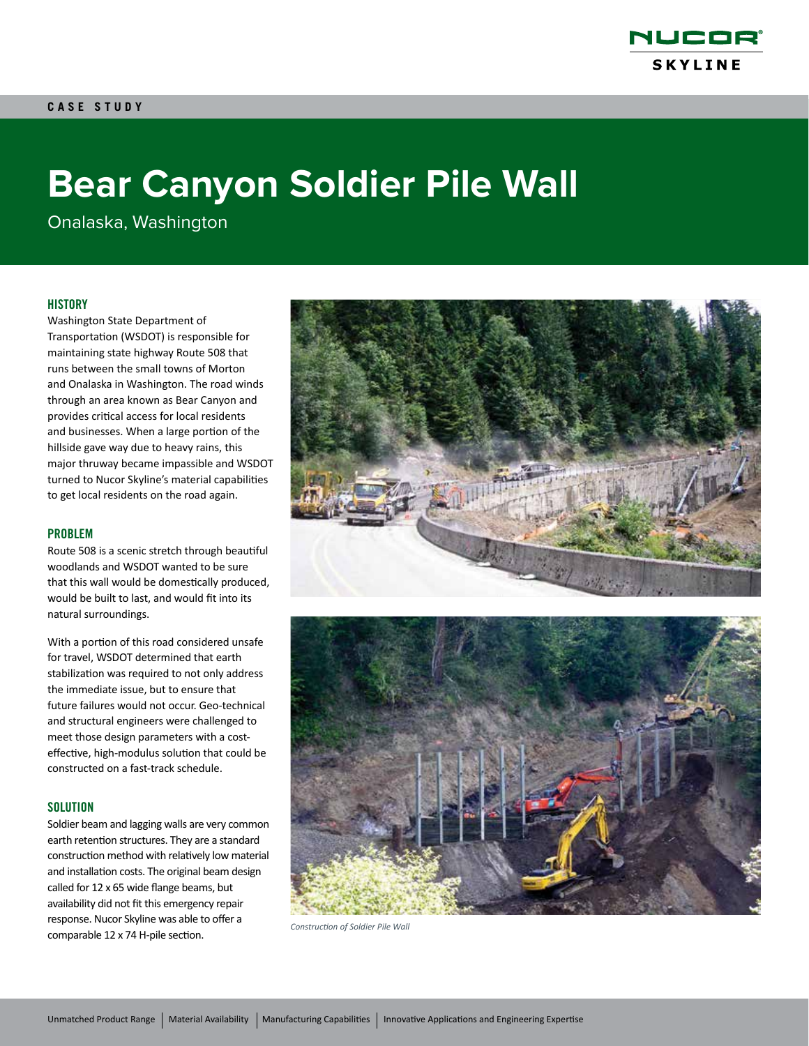NUCOR SKYLINE

CASE STUDY

# Bear Canyon Soldier Pile Wall

Onalaska, Washington

## HISTORY

Washington State Department of Transportation (WSDOT) is responsible for maintaining state highway Route 508 that runs between the small towns of Morton and Onalaska in Washington. The road winds through an area known as Bear Canyon and provides critical access for local residents and businesses. When a large portion of the hillside gave way due to heavy rains, this major thruway became impassible and WSDOT turned to Nucor Skyline's material capabilities to get local residents on the road again.

## PROBLEM

Route 508 is a scenic stretch through beautiful woodlands and WSDOT wanted to be sure that this wall would be domestically produced, would be built to last, and would fit into its natural surroundings.

With a portion of this road considered unsafe for travel, WSDOT determined that earth stabilization was required to not only address the immediate issue, but to ensure that future failures would not occur. Geo-technical and structural engineers were challenged to meet those design parameters with a cost-effective, high-modulus solution that could be constructed on a fast-track schedule.

## SOLUTION

Soldier beam and lagging walls are very common earth retention structures. They are a standard construction method with relatively low material and installation costs. The original beam design called for 12 x 65 wide flange beams, but availability did not fit this emergency repair response. Nucor Skyline was able to offer a comparable 12 x 74 H-pile section.

*Construction of Soldier Pile Wall*

Unmatched Product Range | Material Availability | Manufacturing Capabilities | Innovative Applications and Engineering Expertise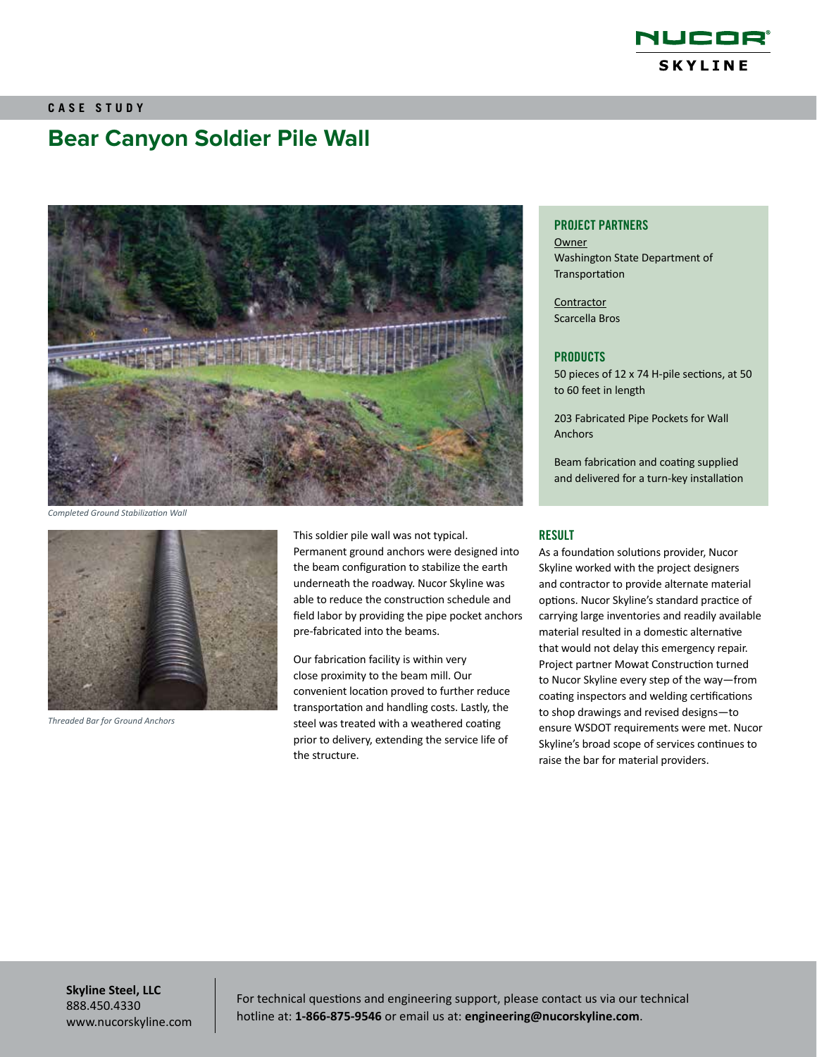CASE STUDY

# Bear Canyon Soldier Pile Wall

*Completed Ground Stabilization Wall*

## PROJECT PARTNERS

Owner
Washington State Department of Transportation

Contractor
Scarcella Bros

## PRODUCTS

50 pieces of 12 x 74 H-pile sections, at 50 to 60 feet in length

203 Fabricated Pipe Pockets for Wall Anchors

Beam fabrication and coating supplied and delivered for a turn-key installation

*Threaded Bar for Ground Anchors*

This soldier pile wall was not typical. Permanent ground anchors were designed into the beam configuration to stabilize the earth underneath the roadway. Nucor Skyline was able to reduce the construction schedule and field labor by providing the pipe pocket anchors pre-fabricated into the beams.

Our fabrication facility is within very close proximity to the beam mill. Our convenient location proved to further reduce transportation and handling costs. Lastly, the steel was treated with a weathered coating prior to delivery, extending the service life of the structure.

## RESULT

As a foundation solutions provider, Nucor Skyline worked with the project designers and contractor to provide alternate material options. Nucor Skyline's standard practice of carrying large inventories and readily available material resulted in a domestic alternative that would not delay this emergency repair. Project partner Mowat Construction turned to Nucor Skyline every step of the way—from coating inspectors and welding certifications to shop drawings and revised designs—to ensure WSDOT requirements were met. Nucor Skyline's broad scope of services continues to raise the bar for material providers.

**Skyline Steel, LLC**
888.450.4330
www.nucorskyline.com

For technical questions and engineering support, please contact us via our technical hotline at: **1-866-875-9546** or email us at: **engineering@nucorskyline.com**.